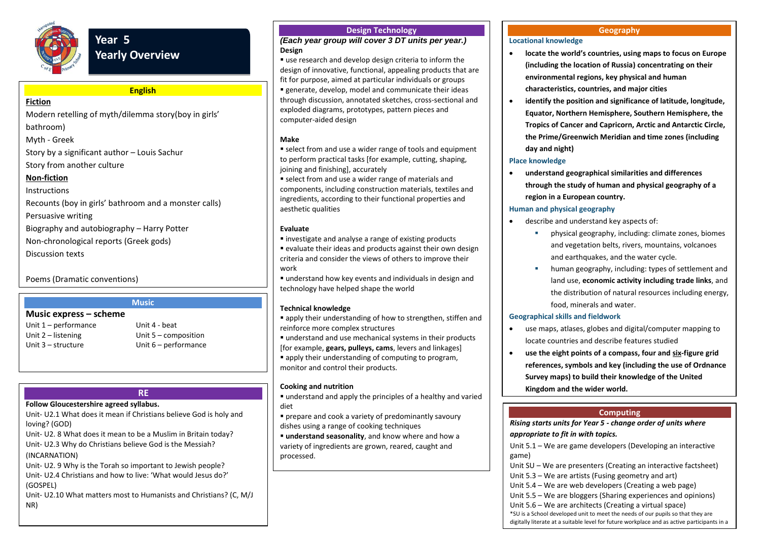# Year 5
# Yearly Overview

## English

**Fiction**

Modern retelling of myth/dilemma story(boy in girls' bathroom)

Myth - Greek

Story by a significant author – Louis Sachur

Story from another culture

**Non-fiction**

Instructions

Recounts (boy in girls' bathroom and a monster calls)

Persuasive writing

Biography and autobiography – Harry Potter

Non-chronological reports (Greek gods)

Discussion texts

Poems (Dramatic conventions)

## Music

**Music express – scheme**

| | |
|---|---|
| Unit 1 – performance | Unit 4 - beat |
| Unit 2 – listening | Unit 5 – composition |
| Unit 3 – structure | Unit 6 – performance |

## RE

**Follow Gloucestershire agreed syllabus.**

Unit- U2.1 What does it mean if Christians believe God is holy and loving? (GOD)

Unit- U2. 8 What does it mean to be a Muslim in Britain today?

Unit- U2.3 Why do Christians believe God is the Messiah? (INCARNATION)

Unit- U2. 9 Why is the Torah so important to Jewish people?

Unit- U2.4 Christians and how to live: 'What would Jesus do?' (GOSPEL)

Unit- U2.10 What matters most to Humanists and Christians? (C, M/J NR)

## Design Technology

***(Each year group will cover 3 DT units per year.)***

**Design**

▪ use research and develop design criteria to inform the design of innovative, functional, appealing products that are fit for purpose, aimed at particular individuals or groups

▪ generate, develop, model and communicate their ideas through discussion, annotated sketches, cross-sectional and exploded diagrams, prototypes, pattern pieces and computer-aided design

**Make**

▪ select from and use a wider range of tools and equipment to perform practical tasks [for example, cutting, shaping, joining and finishing], accurately

▪ select from and use a wider range of materials and components, including construction materials, textiles and ingredients, according to their functional properties and aesthetic qualities

**Evaluate**

▪ investigate and analyse a range of existing products

▪ evaluate their ideas and products against their own design criteria and consider the views of others to improve their work

▪ understand how key events and individuals in design and technology have helped shape the world

**Technical knowledge**

▪ apply their understanding of how to strengthen, stiffen and reinforce more complex structures

▪ understand and use mechanical systems in their products [for example, **gears, pulleys, cams**, levers and linkages]

▪ apply their understanding of computing to program, monitor and control their products.

**Cooking and nutrition**

▪ understand and apply the principles of a healthy and varied diet

▪ prepare and cook a variety of predominantly savoury dishes using a range of cooking techniques

▪ **understand seasonality**, and know where and how a variety of ingredients are grown, reared, caught and processed.

## Geography

**Locational knowledge**

- **locate the world's countries, using maps to focus on Europe (including the location of Russia) concentrating on their environmental regions, key physical and human characteristics, countries, and major cities**
- **identify the position and significance of latitude, longitude, Equator, Northern Hemisphere, Southern Hemisphere, the Tropics of Cancer and Capricorn, Arctic and Antarctic Circle, the Prime/Greenwich Meridian and time zones (including day and night)**

**Place knowledge**

- **understand geographical similarities and differences through the study of human and physical geography of a region in a European country.**

**Human and physical geography**

- describe and understand key aspects of:
  - physical geography, including: climate zones, biomes and vegetation belts, rivers, mountains, volcanoes and earthquakes, and the water cycle.
  - human geography, including: types of settlement and land use, **economic activity including trade links**, and the distribution of natural resources including energy, food, minerals and water.

**Geographical skills and fieldwork**

- use maps, atlases, globes and digital/computer mapping to locate countries and describe features studied
- **use the eight points of a compass, four and <u>six</u>-figure grid references, symbols and key (including the use of Ordnance Survey maps) to build their knowledge of the United Kingdom and the wider world.**

## Computing

***Rising starts units for Year 5 - change order of units where appropriate to fit in with topics.***

Unit 5.1 – We are game developers (Developing an interactive game)

Unit SU – We are presenters (Creating an interactive factsheet)

Unit 5.3 – We are artists (Fusing geometry and art)

Unit 5.4 – We are web developers (Creating a web page)

Unit 5.5 – We are bloggers (Sharing experiences and opinions)

Unit 5.6 – We are architects (Creating a virtual space)

*SU is a School developed unit to meet the needs of our pupils so that they are digitally literate at a suitable level for future workplace and as active participants in a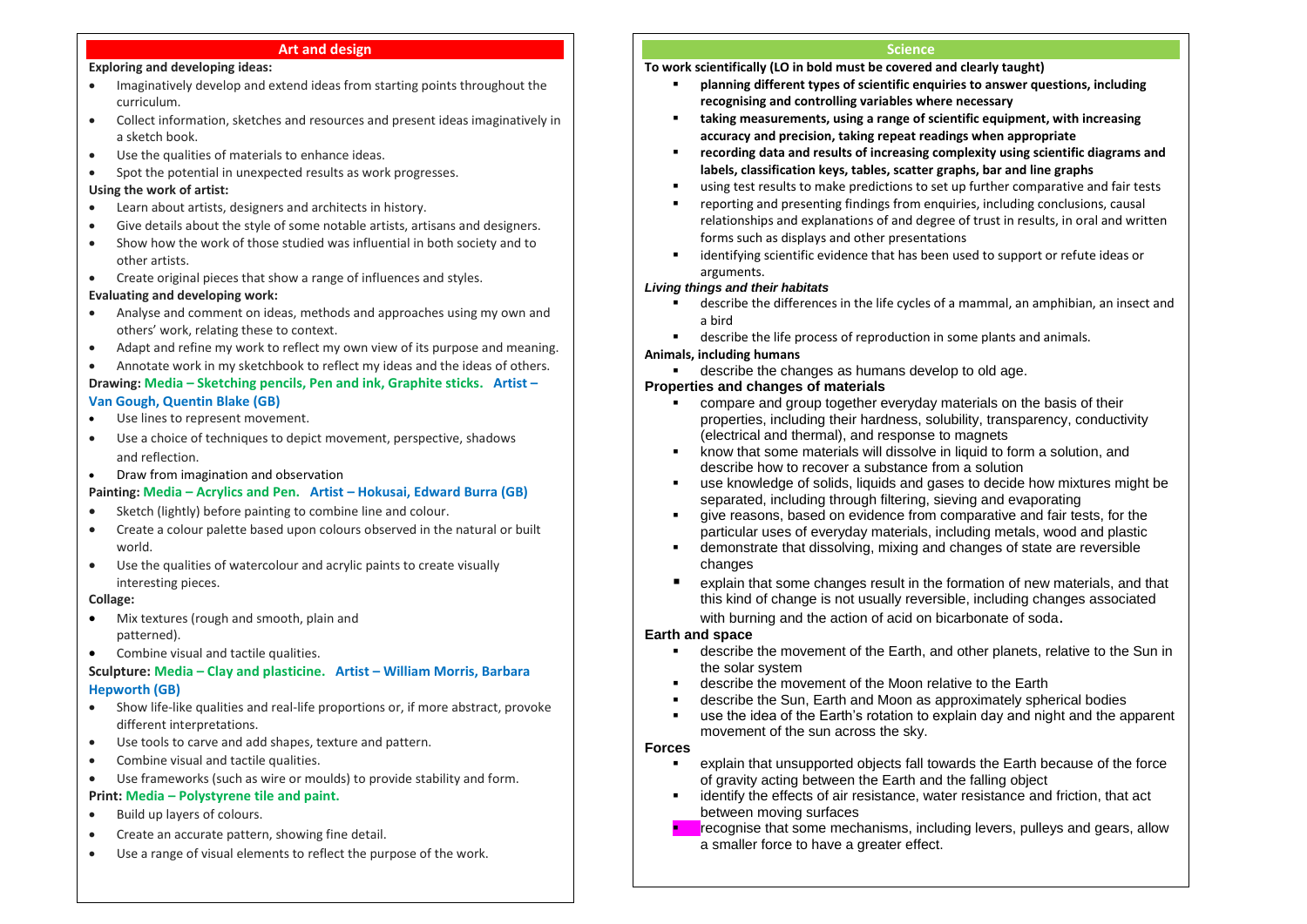## Art and design

**Exploring and developing ideas:**

- Imaginatively develop and extend ideas from starting points throughout the curriculum.
- Collect information, sketches and resources and present ideas imaginatively in a sketch book.
- Use the qualities of materials to enhance ideas.
- Spot the potential in unexpected results as work progresses.

**Using the work of artist:**

- Learn about artists, designers and architects in history.
- Give details about the style of some notable artists, artisans and designers.
- Show how the work of those studied was influential in both society and to other artists.
- Create original pieces that show a range of influences and styles.

**Evaluating and developing work:**

- Analyse and comment on ideas, methods and approaches using my own and others' work, relating these to context.
- Adapt and refine my work to reflect my own view of its purpose and meaning.
- Annotate work in my sketchbook to reflect my ideas and the ideas of others.

**Drawing: Media – Sketching pencils, Pen and ink, Graphite sticks. Artist – Van Gough, Quentin Blake (GB)**

- Use lines to represent movement.
- Use a choice of techniques to depict movement, perspective, shadows and reflection.
- Draw from imagination and observation

**Painting: Media – Acrylics and Pen. Artist – Hokusai, Edward Burra (GB)**

- Sketch (lightly) before painting to combine line and colour.
- Create a colour palette based upon colours observed in the natural or built world.
- Use the qualities of watercolour and acrylic paints to create visually interesting pieces.

**Collage:**

- Mix textures (rough and smooth, plain and patterned).
- Combine visual and tactile qualities.

**Sculpture: Media – Clay and plasticine. Artist – William Morris, Barbara Hepworth (GB)**

- Show life-like qualities and real-life proportions or, if more abstract, provoke different interpretations.
- Use tools to carve and add shapes, texture and pattern.
- Combine visual and tactile qualities.
- Use frameworks (such as wire or moulds) to provide stability and form.

**Print: Media – Polystyrene tile and paint.**

- Build up layers of colours.
- Create an accurate pattern, showing fine detail.
- Use a range of visual elements to reflect the purpose of the work.

## Science

**To work scientifically (LO in bold must be covered and clearly taught)**

- **planning different types of scientific enquiries to answer questions, including recognising and controlling variables where necessary**
- **taking measurements, using a range of scientific equipment, with increasing accuracy and precision, taking repeat readings when appropriate**
- **recording data and results of increasing complexity using scientific diagrams and labels, classification keys, tables, scatter graphs, bar and line graphs**
- using test results to make predictions to set up further comparative and fair tests
- reporting and presenting findings from enquiries, including conclusions, causal relationships and explanations of and degree of trust in results, in oral and written forms such as displays and other presentations
- identifying scientific evidence that has been used to support or refute ideas or arguments.

***Living things and their habitats***

- describe the differences in the life cycles of a mammal, an amphibian, an insect and a bird
- describe the life process of reproduction in some plants and animals.

**Animals, including humans**

- describe the changes as humans develop to old age.

**Properties and changes of materials**

- compare and group together everyday materials on the basis of their properties, including their hardness, solubility, transparency, conductivity (electrical and thermal), and response to magnets
- know that some materials will dissolve in liquid to form a solution, and describe how to recover a substance from a solution
- use knowledge of solids, liquids and gases to decide how mixtures might be separated, including through filtering, sieving and evaporating
- give reasons, based on evidence from comparative and fair tests, for the particular uses of everyday materials, including metals, wood and plastic
- demonstrate that dissolving, mixing and changes of state are reversible changes
- explain that some changes result in the formation of new materials, and that this kind of change is not usually reversible, including changes associated with burning and the action of acid on bicarbonate of soda.

**Earth and space**

- describe the movement of the Earth, and other planets, relative to the Sun in the solar system
- describe the movement of the Moon relative to the Earth
- describe the Sun, Earth and Moon as approximately spherical bodies
- use the idea of the Earth's rotation to explain day and night and the apparent movement of the sun across the sky.

**Forces**

- explain that unsupported objects fall towards the Earth because of the force of gravity acting between the Earth and the falling object
- identify the effects of air resistance, water resistance and friction, that act between moving surfaces
- recognise that some mechanisms, including levers, pulleys and gears, allow a smaller force to have a greater effect.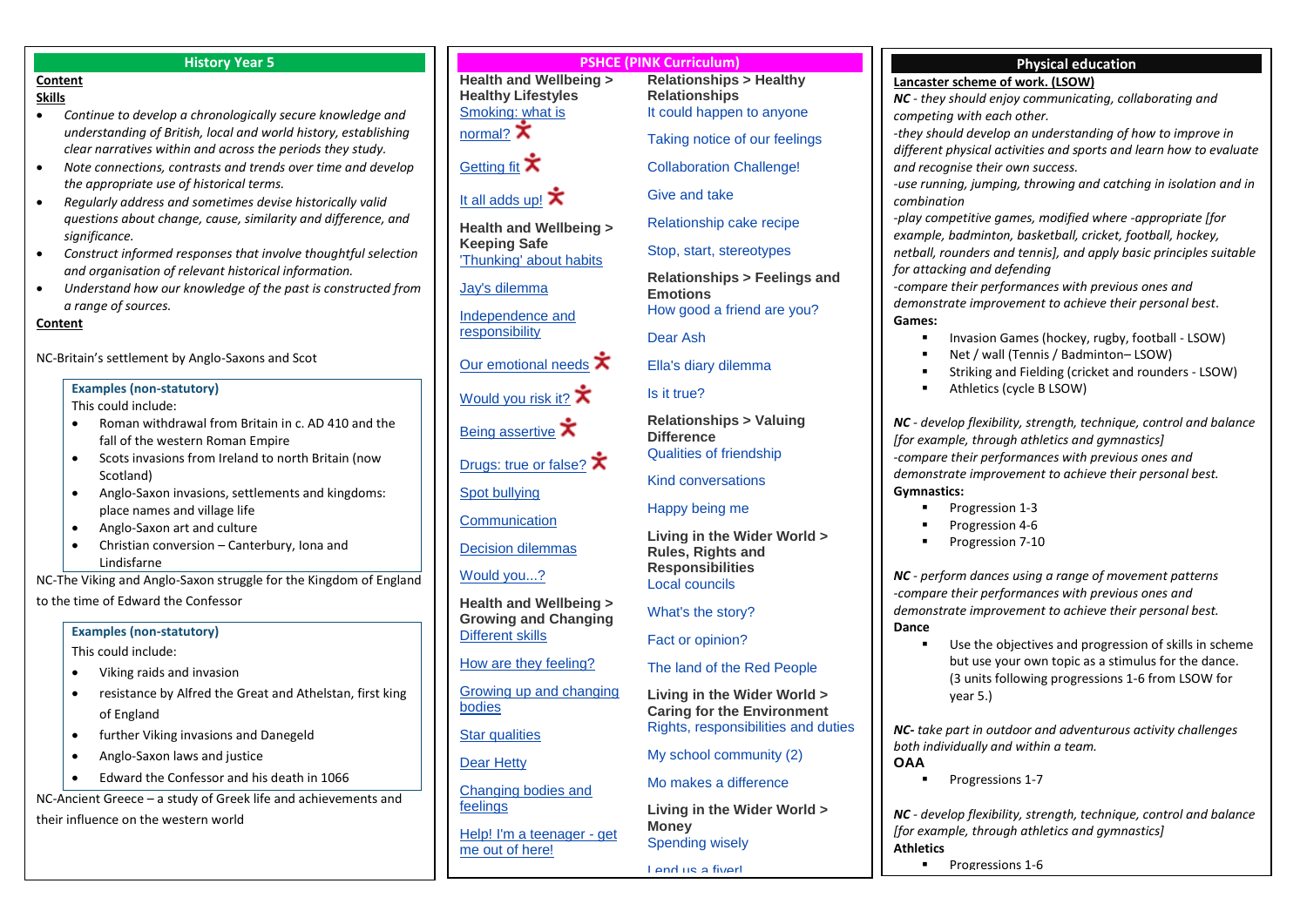## History Year 5

**Content**

**Skills**

- *Continue to develop a chronologically secure knowledge and understanding of British, local and world history, establishing clear narratives within and across the periods they study.*
- *Note connections, contrasts and trends over time and develop the appropriate use of historical terms.*
- *Regularly address and sometimes devise historically valid questions about change, cause, similarity and difference, and significance.*
- *Construct informed responses that involve thoughtful selection and organisation of relevant historical information.*
- *Understand how our knowledge of the past is constructed from a range of sources.*

**Content**

NC-Britain's settlement by Anglo-Saxons and Scot

**Examples (non-statutory)**

This could include:

- Roman withdrawal from Britain in c. AD 410 and the fall of the western Roman Empire
- Scots invasions from Ireland to north Britain (now Scotland)
- Anglo-Saxon invasions, settlements and kingdoms: place names and village life
- Anglo-Saxon art and culture
- Christian conversion – Canterbury, Iona and Lindisfarne

NC-The Viking and Anglo-Saxon struggle for the Kingdom of England to the time of Edward the Confessor

**Examples (non-statutory)**

This could include:

- Viking raids and invasion
- resistance by Alfred the Great and Athelstan, first king of England
- further Viking invasions and Danegeld
- Anglo-Saxon laws and justice
- Edward the Confessor and his death in 1066

NC-Ancient Greece – a study of Greek life and achievements and their influence on the western world

## PSHCE (PINK Curriculum)

**Health and Wellbeing > Healthy Lifestyles**

Smoking: what is normal?

Getting fit

It all adds up!

**Health and Wellbeing > Keeping Safe**

'Thunking' about habits

Jay's dilemma

Independence and responsibility

Our emotional needs

Would you risk it?

Being assertive

Drugs: true or false?

Spot bullying

Communication

Decision dilemmas

Would you...?

**Health and Wellbeing > Growing and Changing**

Different skills

How are they feeling?

Growing up and changing bodies

Star qualities

Dear Hetty

Changing bodies and feelings

Help! I'm a teenager - get me out of here!

**Relationships > Healthy Relationships**

It could happen to anyone

Taking notice of our feelings

Collaboration Challenge!

Give and take

Relationship cake recipe

Stop, start, stereotypes

**Relationships > Feelings and Emotions**

How good a friend are you?

Dear Ash

Ella's diary dilemma

Is it true?

**Relationships > Valuing Difference**

Qualities of friendship

Kind conversations

Happy being me

**Living in the Wider World > Rules, Rights and Responsibilities**

Local councils

What's the story?

Fact or opinion?

The land of the Red People

**Living in the Wider World > Caring for the Environment**

Rights, responsibilities and duties

My school community (2)

Mo makes a difference

**Living in the Wider World > Money**

Spending wisely

Lend us a fiver!

## Physical education

**Lancaster scheme of work. (LSOW)**

***NC*** *- they should enjoy communicating, collaborating and competing with each other.*

*-they should develop an understanding of how to improve in different physical activities and sports and learn how to evaluate and recognise their own success.*

*-use running, jumping, throwing and catching in isolation and in combination*

*-play competitive games, modified where -appropriate [for example, badminton, basketball, cricket, football, hockey, netball, rounders and tennis], and apply basic principles suitable for attacking and defending*

*-compare their performances with previous ones and demonstrate improvement to achieve their personal best.*

**Games:**

- Invasion Games (hockey, rugby, football - LSOW)
- Net / wall (Tennis / Badminton– LSOW)
- Striking and Fielding (cricket and rounders - LSOW)
- Athletics (cycle B LSOW)

***NC*** *- develop flexibility, strength, technique, control and balance [for example, through athletics and gymnastics]*

*-compare their performances with previous ones and demonstrate improvement to achieve their personal best.*

**Gymnastics:**

- Progression 1-3
- Progression 4-6
- Progression 7-10

***NC*** *- perform dances using a range of movement patterns*

*-compare their performances with previous ones and demonstrate improvement to achieve their personal best.*

**Dance**

- Use the objectives and progression of skills in scheme but use your own topic as a stimulus for the dance. (3 units following progressions 1-6 from LSOW for year 5.)

***NC-*** *take part in outdoor and adventurous activity challenges both individually and within a team.*

**OAA**

- Progressions 1-7

***NC*** *- develop flexibility, strength, technique, control and balance [for example, through athletics and gymnastics]*

**Athletics**

- Progressions 1-6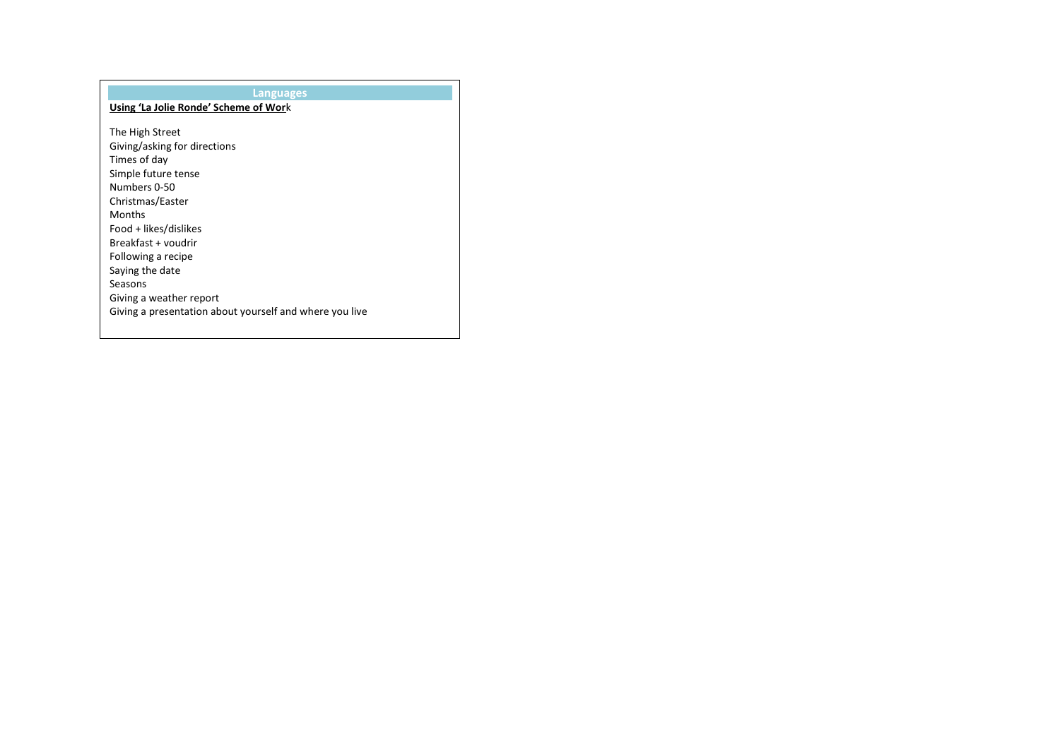## Languages

**Using 'La Jolie Ronde' Scheme of Work**

The High Street
Giving/asking for directions
Times of day
Simple future tense
Numbers 0-50
Christmas/Easter
Months
Food + likes/dislikes
Breakfast + voudrir
Following a recipe
Saying the date
Seasons
Giving a weather report
Giving a presentation about yourself and where you live